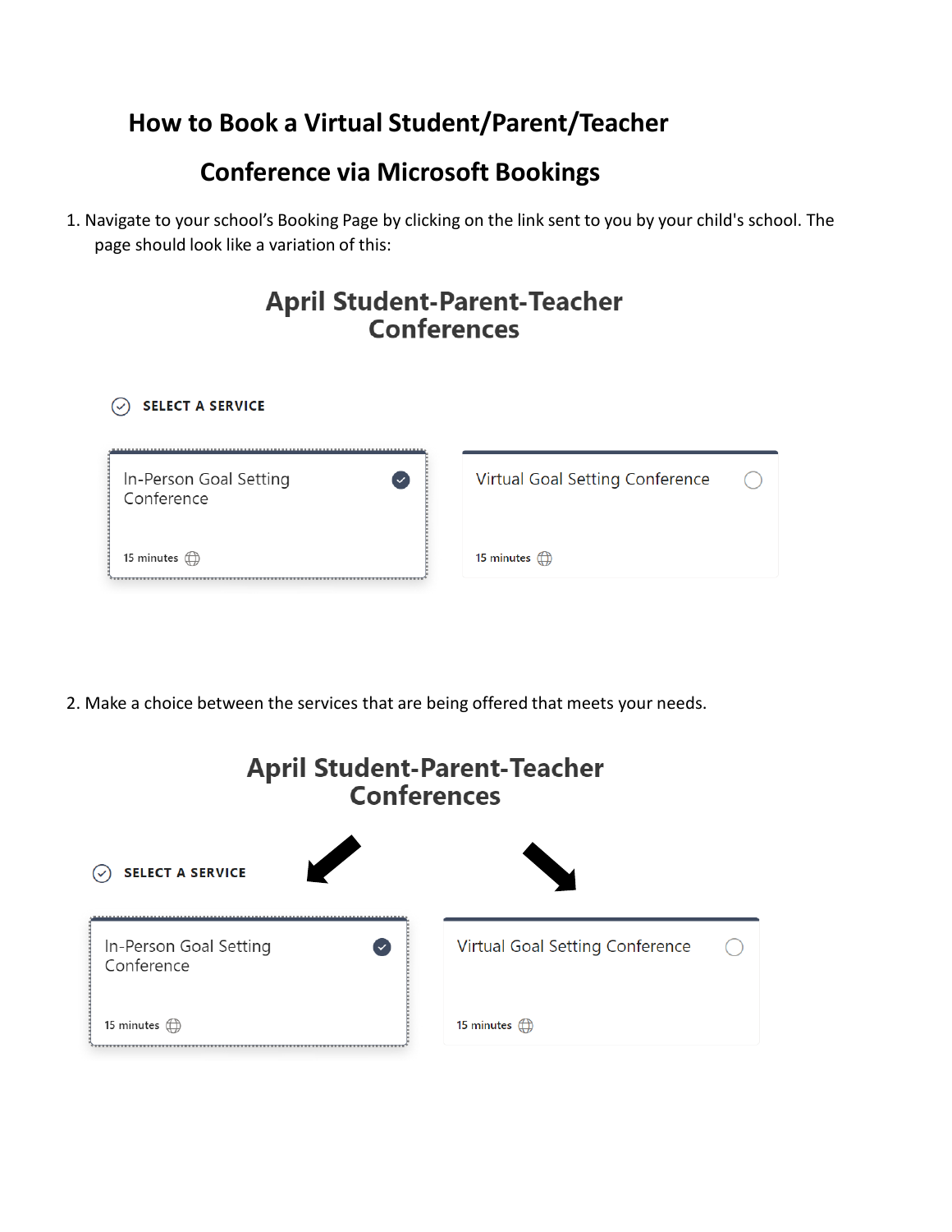# How to Book a Virtual Student/Parent/Teacher Conference via Microsoft Bookings

1. Navigate to your school's Booking Page by clicking on the link sent to you by your child's school. The page should look like a variation of this:

April Student-Parent-Teacher Conferences

SELECT A SERVICE

In-Person Goal Setting Conference
15 minutes

Virtual Goal Setting Conference
15 minutes

2. Make a choice between the services that are being offered that meets your needs.

April Student-Parent-Teacher Conferences

SELECT A SERVICE

In-Person Goal Setting Conference
15 minutes

Virtual Goal Setting Conference
15 minutes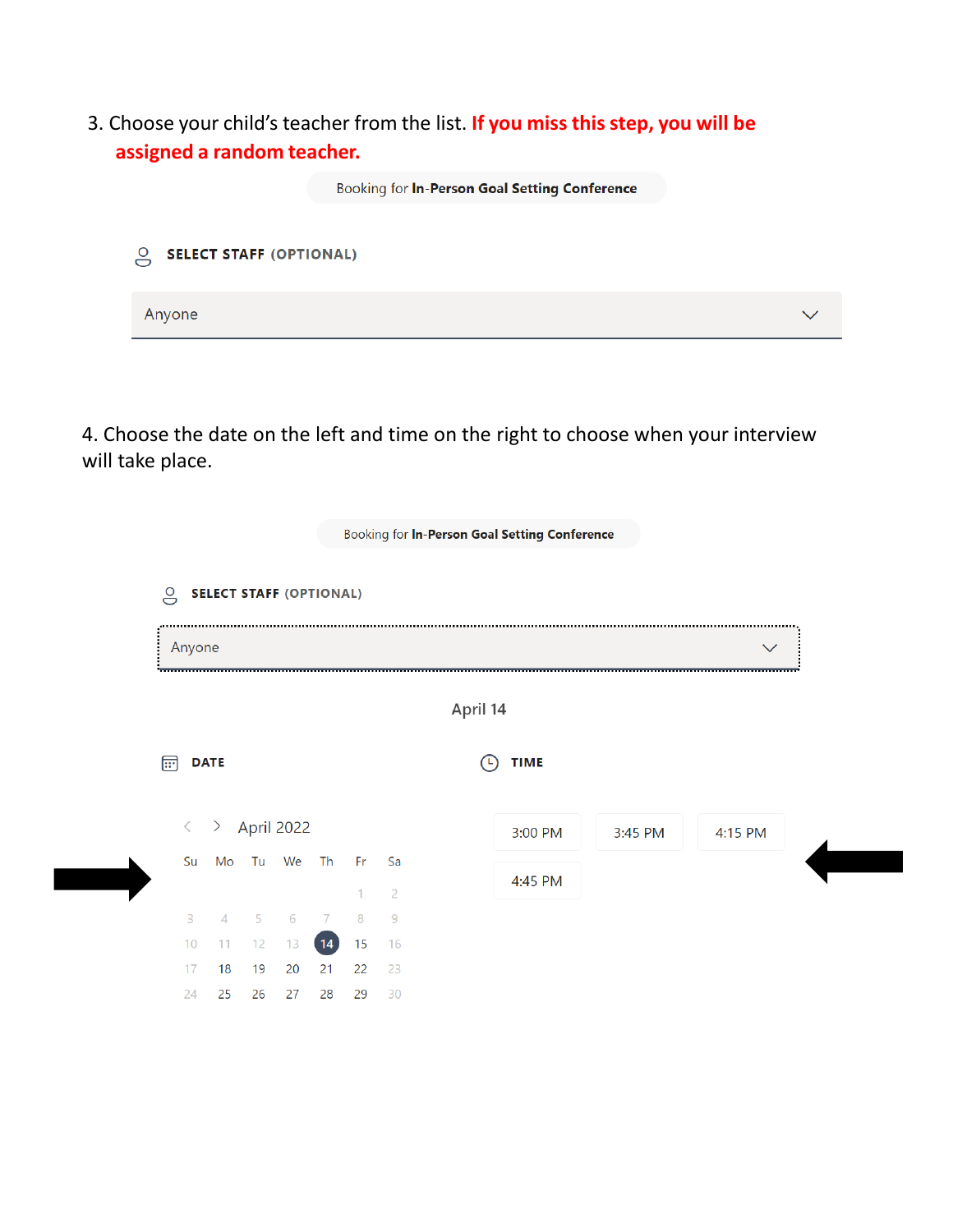3. Choose your child's teacher from the list. **If you miss this step, you will be assigned a random teacher.**

Booking for **In-Person Goal Setting Conference**

**SELECT STAFF (OPTIONAL)**

Anyone

4. Choose the date on the left and time on the right to choose when your interview will take place.

Booking for **In-Person Goal Setting Conference**

**SELECT STAFF (OPTIONAL)**

Anyone

April 14

**DATE**

April 2022

| Su | Mo | Tu | We | Th | Fr | Sa |
|---|---|---|---|---|---|---|
| | | | | | 1 | 2 |
| 3 | 4 | 5 | 6 | 7 | 8 | 9 |
| 10 | 11 | 12 | 13 | 14 | 15 | 16 |
| 17 | 18 | 19 | 20 | 21 | 22 | 23 |
| 24 | 25 | 26 | 27 | 28 | 29 | 30 |

**TIME**

3:00 PM | 3:45 PM | 4:15 PM | 4:45 PM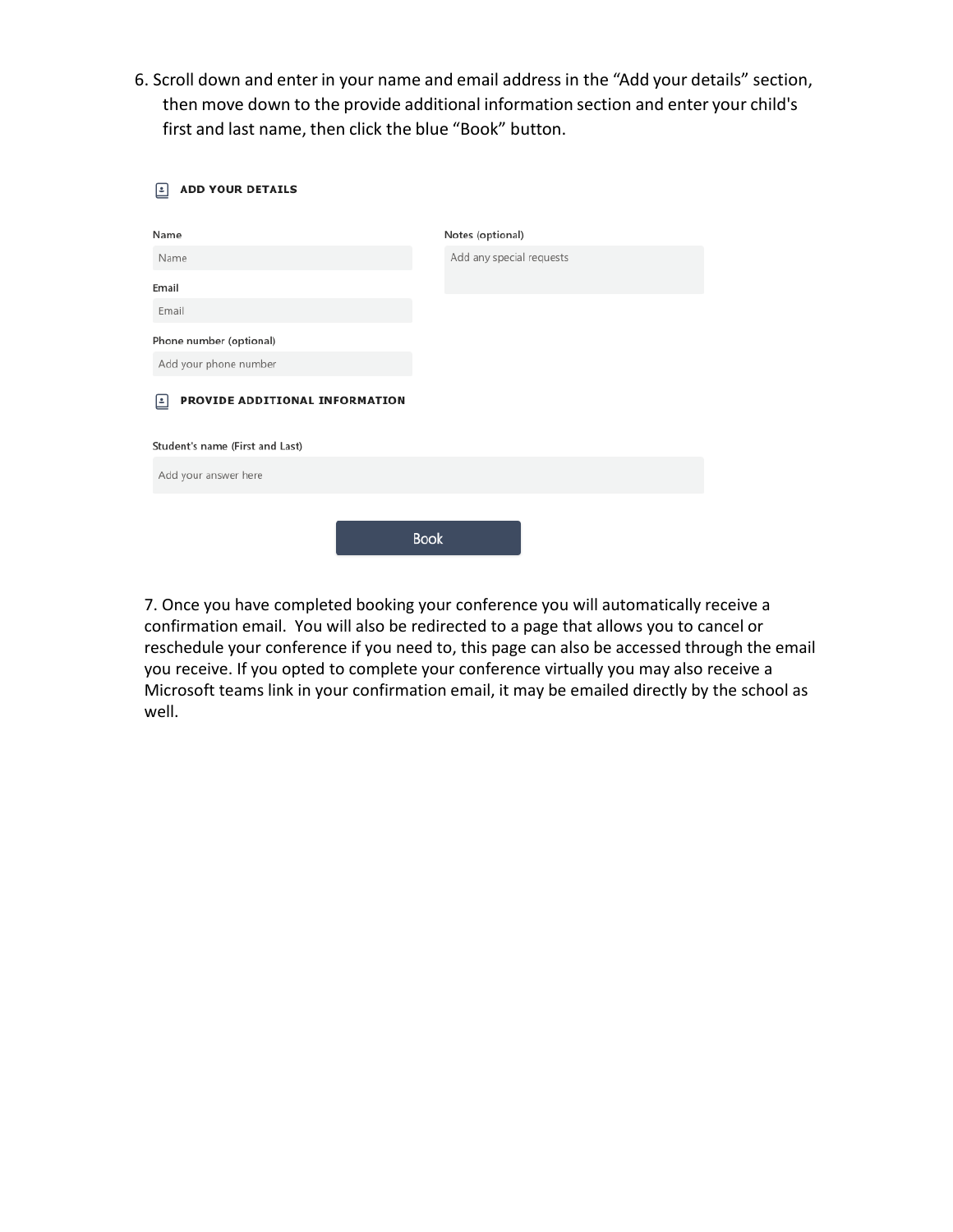6. Scroll down and enter in your name and email address in the "Add your details" section, then move down to the provide additional information section and enter your child's first and last name, then click the blue "Book" button.

**ADD YOUR DETAILS**

Name

Name

Email

Email

Phone number (optional)

Add your phone number

Notes (optional)

Add any special requests

**PROVIDE ADDITIONAL INFORMATION**

Student's name (First and Last)

Add your answer here

Book

7. Once you have completed booking your conference you will automatically receive a confirmation email. You will also be redirected to a page that allows you to cancel or reschedule your conference if you need to, this page can also be accessed through the email you receive. If you opted to complete your conference virtually you may also receive a Microsoft teams link in your confirmation email, it may be emailed directly by the school as well.